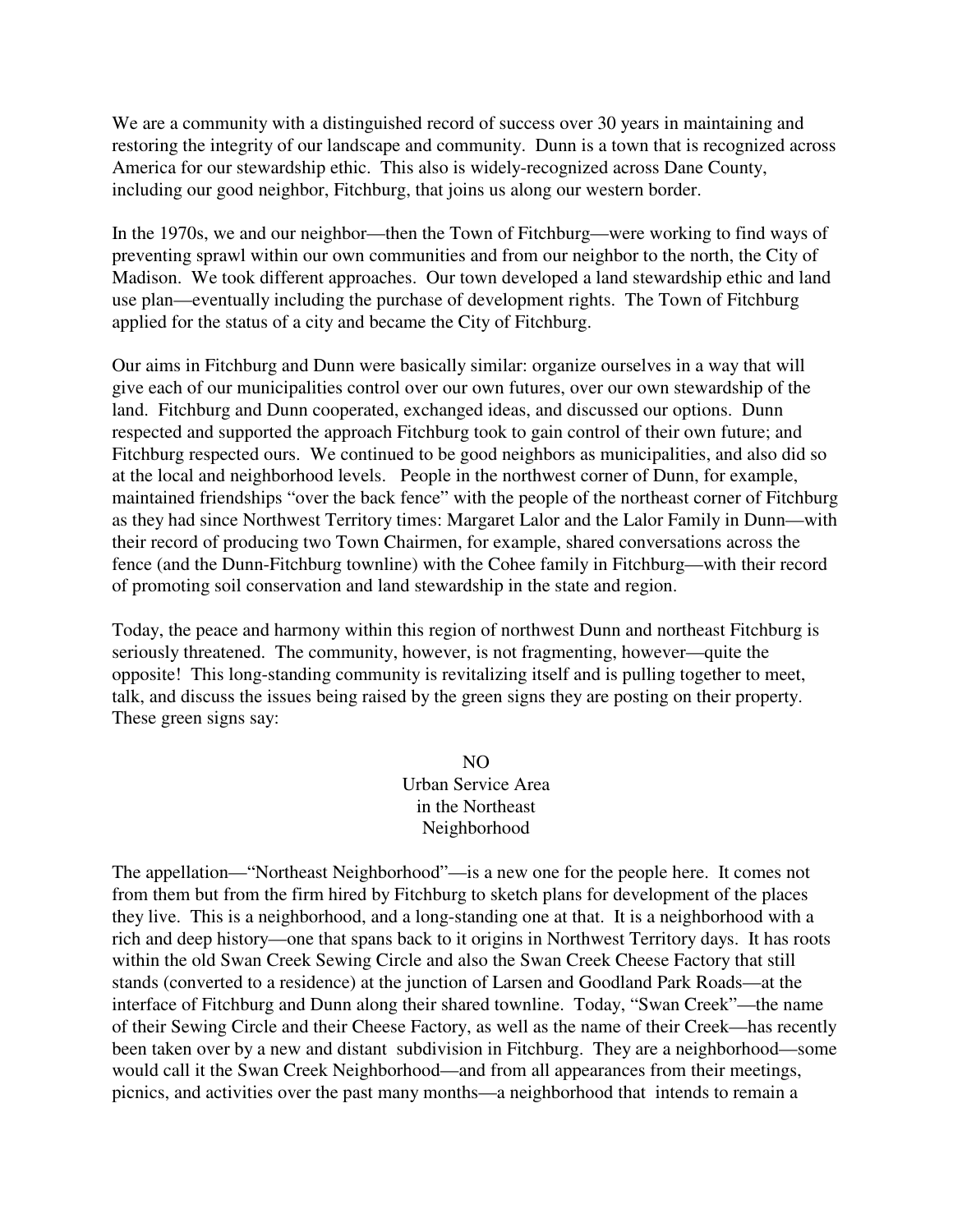We are a community with a distinguished record of success over 30 years in maintaining and restoring the integrity of our landscape and community. Dunn is a town that is recognized across America for our stewardship ethic. This also is widely-recognized across Dane County, including our good neighbor, Fitchburg, that joins us along our western border.

In the 1970s, we and our neighbor—then the Town of Fitchburg—were working to find ways of preventing sprawl within our own communities and from our neighbor to the north, the City of Madison. We took different approaches. Our town developed a land stewardship ethic and land use plan—eventually including the purchase of development rights. The Town of Fitchburg applied for the status of a city and became the City of Fitchburg.

Our aims in Fitchburg and Dunn were basically similar: organize ourselves in a way that will give each of our municipalities control over our own futures, over our own stewardship of the land. Fitchburg and Dunn cooperated, exchanged ideas, and discussed our options. Dunn respected and supported the approach Fitchburg took to gain control of their own future; and Fitchburg respected ours. We continued to be good neighbors as municipalities, and also did so at the local and neighborhood levels. People in the northwest corner of Dunn, for example, maintained friendships "over the back fence" with the people of the northeast corner of Fitchburg as they had since Northwest Territory times: Margaret Lalor and the Lalor Family in Dunn—with their record of producing two Town Chairmen, for example, shared conversations across the fence (and the Dunn-Fitchburg townline) with the Cohee family in Fitchburg—with their record of promoting soil conservation and land stewardship in the state and region.

Today, the peace and harmony within this region of northwest Dunn and northeast Fitchburg is seriously threatened. The community, however, is not fragmenting, however—quite the opposite! This long-standing community is revitalizing itself and is pulling together to meet, talk, and discuss the issues being raised by the green signs they are posting on their property. These green signs say:

NO
Urban Service Area
in the Northeast
Neighborhood

The appellation—"Northeast Neighborhood"—is a new one for the people here. It comes not from them but from the firm hired by Fitchburg to sketch plans for development of the places they live. This is a neighborhood, and a long-standing one at that. It is a neighborhood with a rich and deep history—one that spans back to it origins in Northwest Territory days. It has roots within the old Swan Creek Sewing Circle and also the Swan Creek Cheese Factory that still stands (converted to a residence) at the junction of Larsen and Goodland Park Roads—at the interface of Fitchburg and Dunn along their shared townline. Today, "Swan Creek"—the name of their Sewing Circle and their Cheese Factory, as well as the name of their Creek—has recently been taken over by a new and distant subdivision in Fitchburg. They are a neighborhood—some would call it the Swan Creek Neighborhood—and from all appearances from their meetings, picnics, and activities over the past many months—a neighborhood that intends to remain a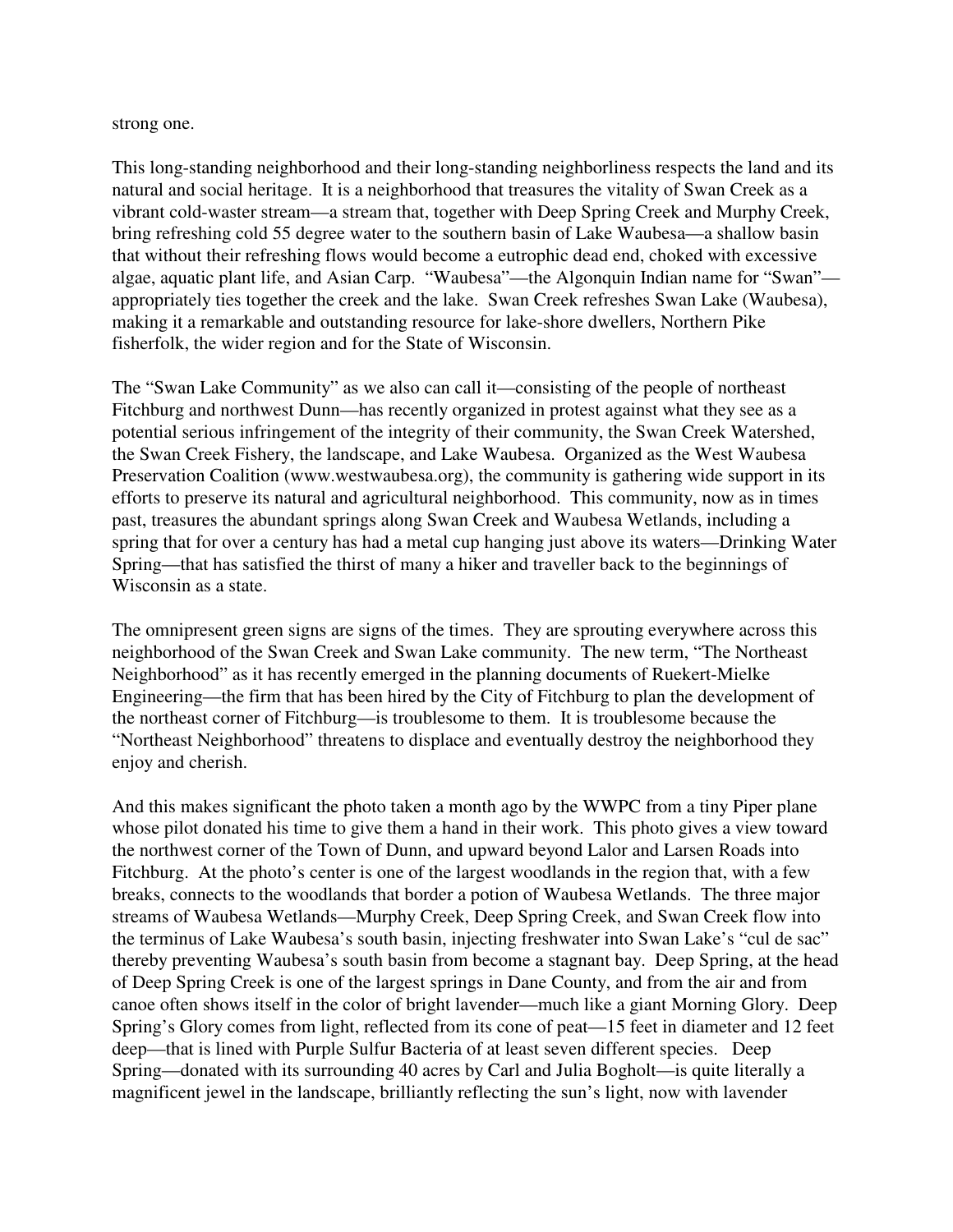strong one.

This long-standing neighborhood and their long-standing neighborliness respects the land and its natural and social heritage. It is a neighborhood that treasures the vitality of Swan Creek as a vibrant cold-waster stream—a stream that, together with Deep Spring Creek and Murphy Creek, bring refreshing cold 55 degree water to the southern basin of Lake Waubesa—a shallow basin that without their refreshing flows would become a eutrophic dead end, choked with excessive algae, aquatic plant life, and Asian Carp. "Waubesa"—the Algonquin Indian name for "Swan"—appropriately ties together the creek and the lake. Swan Creek refreshes Swan Lake (Waubesa), making it a remarkable and outstanding resource for lake-shore dwellers, Northern Pike fisherfolk, the wider region and for the State of Wisconsin.

The "Swan Lake Community" as we also can call it—consisting of the people of northeast Fitchburg and northwest Dunn—has recently organized in protest against what they see as a potential serious infringement of the integrity of their community, the Swan Creek Watershed, the Swan Creek Fishery, the landscape, and Lake Waubesa. Organized as the West Waubesa Preservation Coalition (www.westwaubesa.org), the community is gathering wide support in its efforts to preserve its natural and agricultural neighborhood. This community, now as in times past, treasures the abundant springs along Swan Creek and Waubesa Wetlands, including a spring that for over a century has had a metal cup hanging just above its waters—Drinking Water Spring—that has satisfied the thirst of many a hiker and traveller back to the beginnings of Wisconsin as a state.

The omnipresent green signs are signs of the times. They are sprouting everywhere across this neighborhood of the Swan Creek and Swan Lake community. The new term, "The Northeast Neighborhood" as it has recently emerged in the planning documents of Ruekert-Mielke Engineering—the firm that has been hired by the City of Fitchburg to plan the development of the northeast corner of Fitchburg—is troublesome to them. It is troublesome because the "Northeast Neighborhood" threatens to displace and eventually destroy the neighborhood they enjoy and cherish.

And this makes significant the photo taken a month ago by the WWPC from a tiny Piper plane whose pilot donated his time to give them a hand in their work. This photo gives a view toward the northwest corner of the Town of Dunn, and upward beyond Lalor and Larsen Roads into Fitchburg. At the photo's center is one of the largest woodlands in the region that, with a few breaks, connects to the woodlands that border a potion of Waubesa Wetlands. The three major streams of Waubesa Wetlands—Murphy Creek, Deep Spring Creek, and Swan Creek flow into the terminus of Lake Waubesa's south basin, injecting freshwater into Swan Lake's "cul de sac" thereby preventing Waubesa's south basin from become a stagnant bay. Deep Spring, at the head of Deep Spring Creek is one of the largest springs in Dane County, and from the air and from canoe often shows itself in the color of bright lavender—much like a giant Morning Glory. Deep Spring's Glory comes from light, reflected from its cone of peat—15 feet in diameter and 12 feet deep—that is lined with Purple Sulfur Bacteria of at least seven different species. Deep Spring—donated with its surrounding 40 acres by Carl and Julia Bogholt—is quite literally a magnificent jewel in the landscape, brilliantly reflecting the sun's light, now with lavender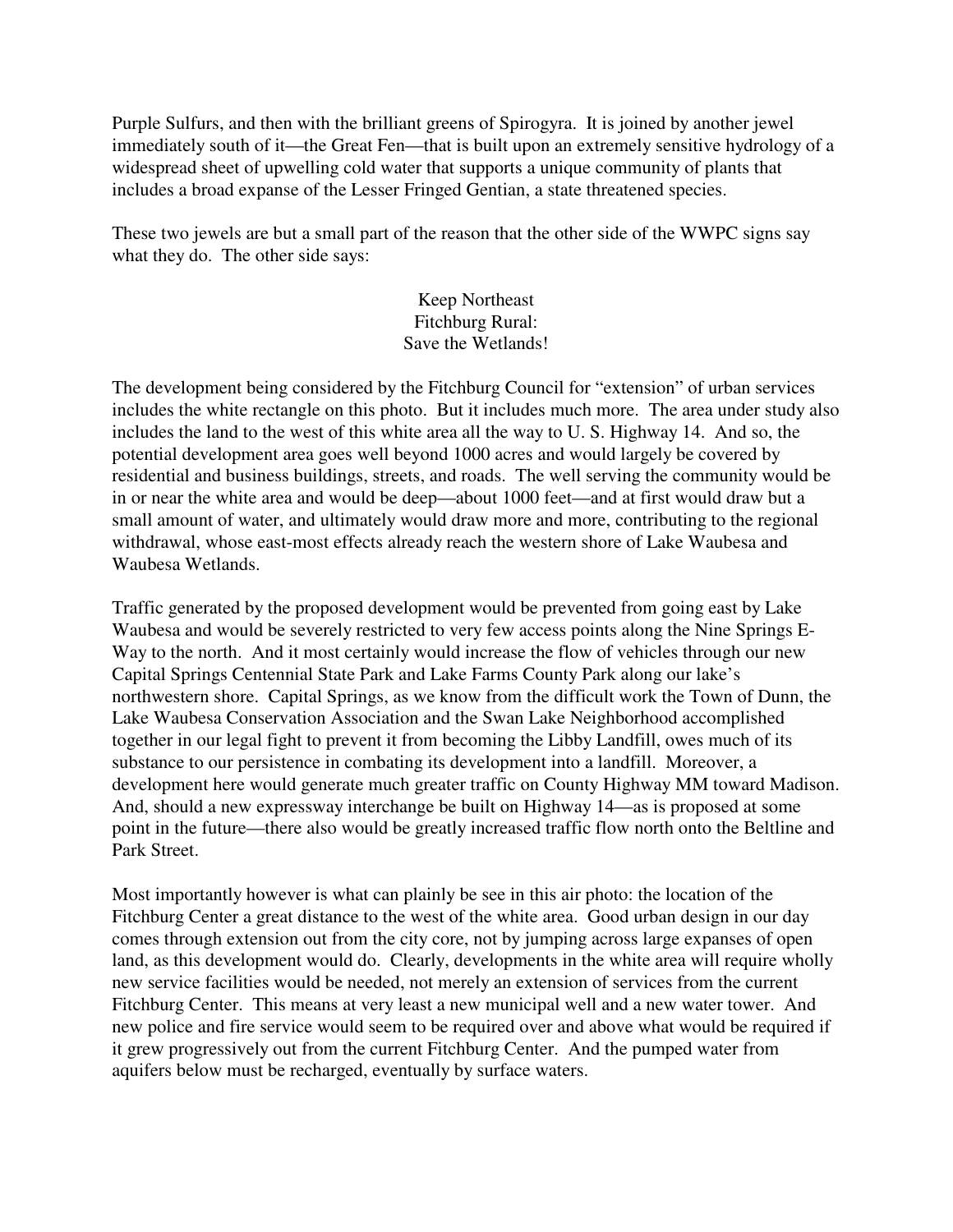Purple Sulfurs, and then with the brilliant greens of Spirogyra. It is joined by another jewel immediately south of it—the Great Fen—that is built upon an extremely sensitive hydrology of a widespread sheet of upwelling cold water that supports a unique community of plants that includes a broad expanse of the Lesser Fringed Gentian, a state threatened species.

These two jewels are but a small part of the reason that the other side of the WWPC signs say what they do. The other side says:

Keep Northeast  
Fitchburg Rural:  
Save the Wetlands!

The development being considered by the Fitchburg Council for "extension" of urban services includes the white rectangle on this photo. But it includes much more. The area under study also includes the land to the west of this white area all the way to U. S. Highway 14. And so, the potential development area goes well beyond 1000 acres and would largely be covered by residential and business buildings, streets, and roads. The well serving the community would be in or near the white area and would be deep—about 1000 feet—and at first would draw but a small amount of water, and ultimately would draw more and more, contributing to the regional withdrawal, whose east-most effects already reach the western shore of Lake Waubesa and Waubesa Wetlands.

Traffic generated by the proposed development would be prevented from going east by Lake Waubesa and would be severely restricted to very few access points along the Nine Springs E-Way to the north. And it most certainly would increase the flow of vehicles through our new Capital Springs Centennial State Park and Lake Farms County Park along our lake's northwestern shore. Capital Springs, as we know from the difficult work the Town of Dunn, the Lake Waubesa Conservation Association and the Swan Lake Neighborhood accomplished together in our legal fight to prevent it from becoming the Libby Landfill, owes much of its substance to our persistence in combating its development into a landfill. Moreover, a development here would generate much greater traffic on County Highway MM toward Madison. And, should a new expressway interchange be built on Highway 14—as is proposed at some point in the future—there also would be greatly increased traffic flow north onto the Beltline and Park Street.

Most importantly however is what can plainly be see in this air photo: the location of the Fitchburg Center a great distance to the west of the white area. Good urban design in our day comes through extension out from the city core, not by jumping across large expanses of open land, as this development would do. Clearly, developments in the white area will require wholly new service facilities would be needed, not merely an extension of services from the current Fitchburg Center. This means at very least a new municipal well and a new water tower. And new police and fire service would seem to be required over and above what would be required if it grew progressively out from the current Fitchburg Center. And the pumped water from aquifers below must be recharged, eventually by surface waters.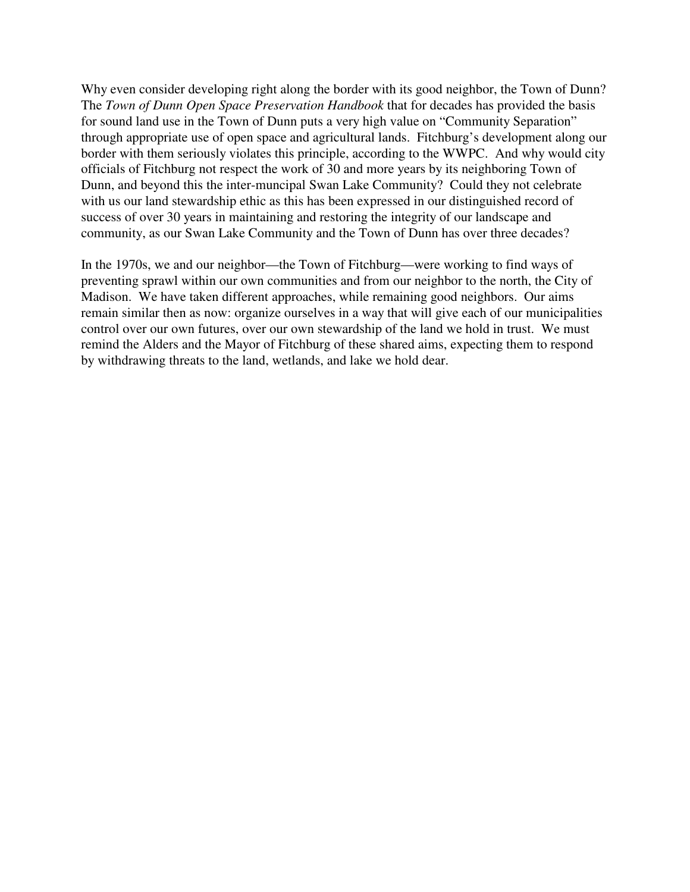Why even consider developing right along the border with its good neighbor, the Town of Dunn? The *Town of Dunn Open Space Preservation Handbook* that for decades has provided the basis for sound land use in the Town of Dunn puts a very high value on "Community Separation" through appropriate use of open space and agricultural lands. Fitchburg's development along our border with them seriously violates this principle, according to the WWPC. And why would city officials of Fitchburg not respect the work of 30 and more years by its neighboring Town of Dunn, and beyond this the inter-muncipal Swan Lake Community? Could they not celebrate with us our land stewardship ethic as this has been expressed in our distinguished record of success of over 30 years in maintaining and restoring the integrity of our landscape and community, as our Swan Lake Community and the Town of Dunn has over three decades?

In the 1970s, we and our neighbor—the Town of Fitchburg—were working to find ways of preventing sprawl within our own communities and from our neighbor to the north, the City of Madison. We have taken different approaches, while remaining good neighbors. Our aims remain similar then as now: organize ourselves in a way that will give each of our municipalities control over our own futures, over our own stewardship of the land we hold in trust. We must remind the Alders and the Mayor of Fitchburg of these shared aims, expecting them to respond by withdrawing threats to the land, wetlands, and lake we hold dear.